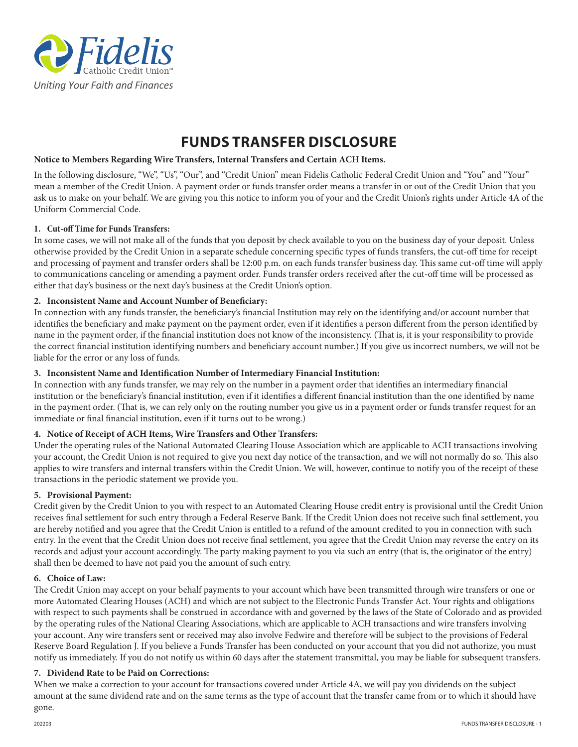Fidelis Catholic Credit Union™

*Uniting Your Faith and Finances*

# FUNDS TRANSFER DISCLOSURE

**Notice to Members Regarding Wire Transfers, Internal Transfers and Certain ACH Items.**

In the following disclosure, "We", "Us", "Our", and "Credit Union" mean Fidelis Catholic Federal Credit Union and "You" and "Your" mean a member of the Credit Union. A payment order or funds transfer order means a transfer in or out of the Credit Union that you ask us to make on your behalf. We are giving you this notice to inform you of your and the Credit Union's rights under Article 4A of the Uniform Commercial Code.

**1. Cut-off Time for Funds Transfers:**

In some cases, we will not make all of the funds that you deposit by check available to you on the business day of your deposit. Unless otherwise provided by the Credit Union in a separate schedule concerning specific types of funds transfers, the cut-off time for receipt and processing of payment and transfer orders shall be 12:00 p.m. on each funds transfer business day. This same cut-off time will apply to communications canceling or amending a payment order. Funds transfer orders received after the cut-off time will be processed as either that day's business or the next day's business at the Credit Union's option.

**2. Inconsistent Name and Account Number of Beneficiary:**

In connection with any funds transfer, the beneficiary's financial Institution may rely on the identifying and/or account number that identifies the beneficiary and make payment on the payment order, even if it identifies a person different from the person identified by name in the payment order, if the financial institution does not know of the inconsistency. (That is, it is your responsibility to provide the correct financial institution identifying numbers and beneficiary account number.) If you give us incorrect numbers, we will not be liable for the error or any loss of funds.

**3. Inconsistent Name and Identification Number of Intermediary Financial Institution:**

In connection with any funds transfer, we may rely on the number in a payment order that identifies an intermediary financial institution or the beneficiary's financial institution, even if it identifies a different financial institution than the one identified by name in the payment order. (That is, we can rely only on the routing number you give us in a payment order or funds transfer request for an immediate or final financial institution, even if it turns out to be wrong.)

**4. Notice of Receipt of ACH Items, Wire Transfers and Other Transfers:**

Under the operating rules of the National Automated Clearing House Association which are applicable to ACH transactions involving your account, the Credit Union is not required to give you next day notice of the transaction, and we will not normally do so. This also applies to wire transfers and internal transfers within the Credit Union. We will, however, continue to notify you of the receipt of these transactions in the periodic statement we provide you.

**5. Provisional Payment:**

Credit given by the Credit Union to you with respect to an Automated Clearing House credit entry is provisional until the Credit Union receives final settlement for such entry through a Federal Reserve Bank. If the Credit Union does not receive such final settlement, you are hereby notified and you agree that the Credit Union is entitled to a refund of the amount credited to you in connection with such entry. In the event that the Credit Union does not receive final settlement, you agree that the Credit Union may reverse the entry on its records and adjust your account accordingly. The party making payment to you via such an entry (that is, the originator of the entry) shall then be deemed to have not paid you the amount of such entry.

**6. Choice of Law:**

The Credit Union may accept on your behalf payments to your account which have been transmitted through wire transfers or one or more Automated Clearing Houses (ACH) and which are not subject to the Electronic Funds Transfer Act. Your rights and obligations with respect to such payments shall be construed in accordance with and governed by the laws of the State of Colorado and as provided by the operating rules of the National Clearing Associations, which are applicable to ACH transactions and wire transfers involving your account. Any wire transfers sent or received may also involve Fedwire and therefore will be subject to the provisions of Federal Reserve Board Regulation J. If you believe a Funds Transfer has been conducted on your account that you did not authorize, you must notify us immediately. If you do not notify us within 60 days after the statement transmittal, you may be liable for subsequent transfers.

**7. Dividend Rate to be Paid on Corrections:**

When we make a correction to your account for transactions covered under Article 4A, we will pay you dividends on the subject amount at the same dividend rate and on the same terms as the type of account that the transfer came from or to which it should have gone.

202203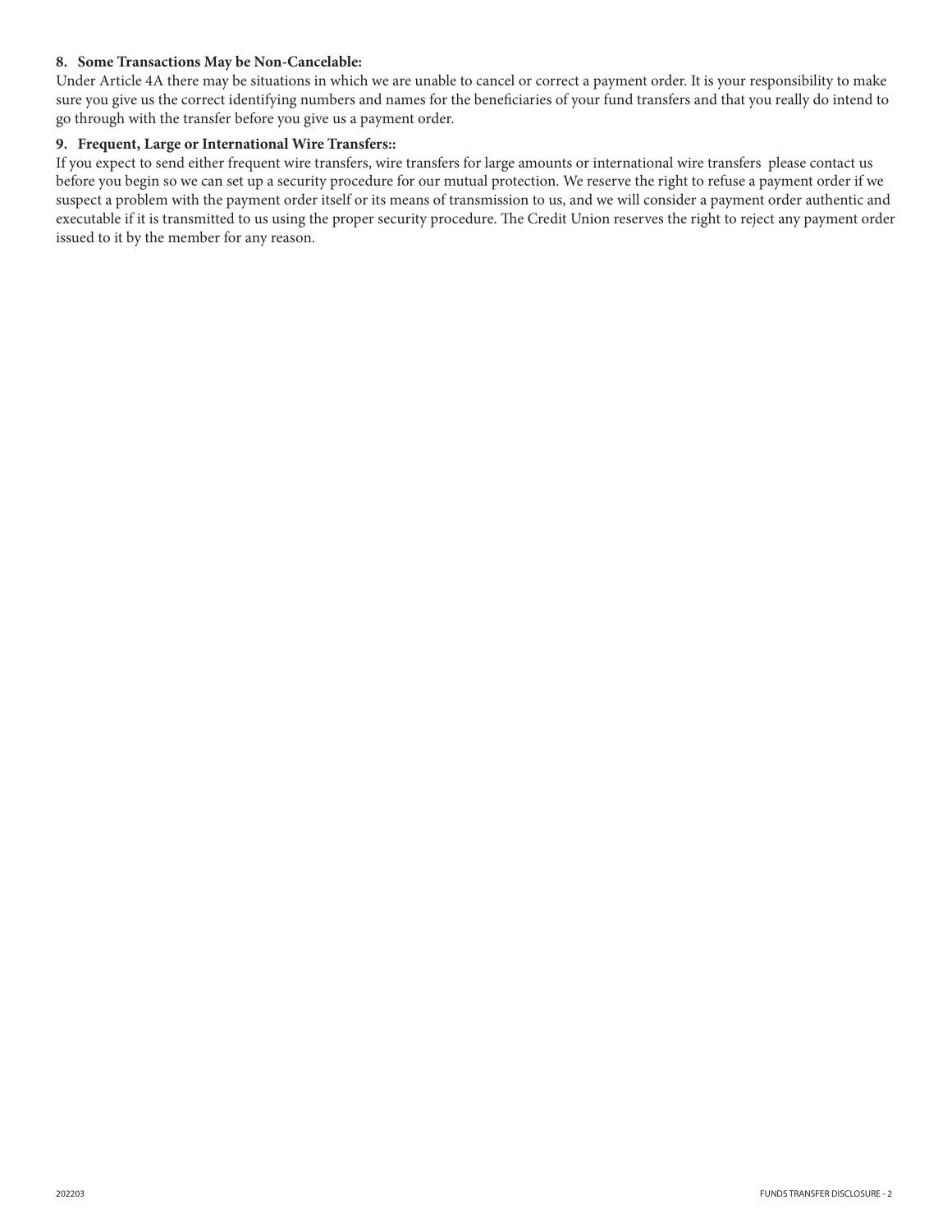**8. Some Transactions May be Non-Cancelable:**

Under Article 4A there may be situations in which we are unable to cancel or correct a payment order. It is your responsibility to make sure you give us the correct identifying numbers and names for the beneficiaries of your fund transfers and that you really do intend to go through with the transfer before you give us a payment order.

**9. Frequent, Large or International Wire Transfers::**

If you expect to send either frequent wire transfers, wire transfers for large amounts or international wire transfers please contact us before you begin so we can set up a security procedure for our mutual protection. We reserve the right to refuse a payment order if we suspect a problem with the payment order itself or its means of transmission to us, and we will consider a payment order authentic and executable if it is transmitted to us using the proper security procedure. The Credit Union reserves the right to reject any payment order issued to it by the member for any reason.